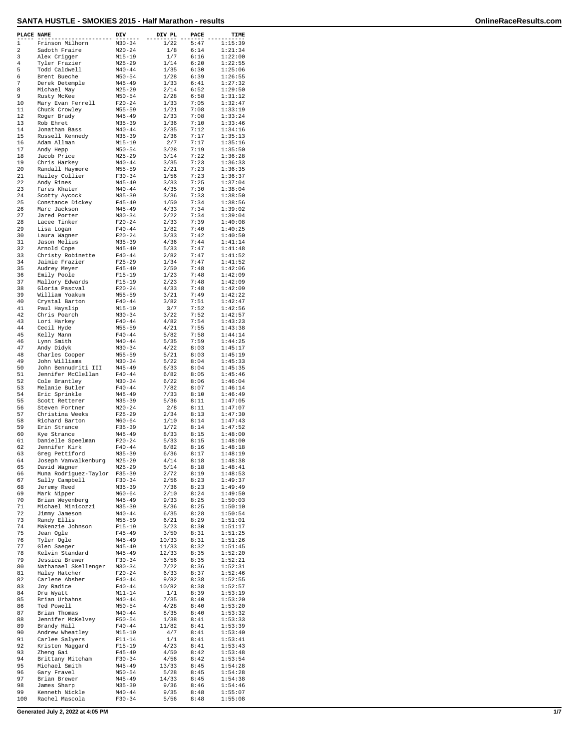# SANTA HUSTLE - SMOKIES 2015 - Half Marathon - results

| PLACE | NAME | DIV | DIV PL | PACE | TIME |
|---|---|---|---|---|---|
| 1 | Frinson Milhorn | M30-34 | 1/22 | 5:47 | 1:15:39 |
| 2 | Sadoth Fraire | M20-24 | 1/8 | 6:14 | 1:21:34 |
| 3 | Alex Crigger | M15-19 | 1/7 | 6:16 | 1:22:00 |
| 4 | Tyler Frazier | M25-29 | 1/14 | 6:20 | 1:22:55 |
| 5 | Todd Caldwell | M40-44 | 1/35 | 6:30 | 1:25:06 |
| 6 | Brent Bueche | M50-54 | 1/28 | 6:39 | 1:26:55 |
| 7 | Derek Detemple | M45-49 | 1/33 | 6:41 | 1:27:32 |
| 8 | Michael May | M25-29 | 2/14 | 6:52 | 1:29:50 |
| 9 | Rusty McKee | M50-54 | 2/28 | 6:58 | 1:31:12 |
| 10 | Mary Evan Ferrell | F20-24 | 1/33 | 7:05 | 1:32:47 |
| 11 | Chuck Crowley | M55-59 | 1/21 | 7:08 | 1:33:19 |
| 12 | Roger Brady | M45-49 | 2/33 | 7:08 | 1:33:24 |
| 13 | Rob Ehret | M35-39 | 1/36 | 7:10 | 1:33:46 |
| 14 | Jonathan Bass | M40-44 | 2/35 | 7:12 | 1:34:16 |
| 15 | Russell Kennedy | M35-39 | 2/36 | 7:17 | 1:35:13 |
| 16 | Adam Allman | M15-19 | 2/7 | 7:17 | 1:35:16 |
| 17 | Andy Hepp | M50-54 | 3/28 | 7:19 | 1:35:50 |
| 18 | Jacob Price | M25-29 | 3/14 | 7:22 | 1:36:28 |
| 19 | Chris Harkey | M40-44 | 3/35 | 7:23 | 1:36:33 |
| 20 | Randall Haymore | M55-59 | 2/21 | 7:23 | 1:36:35 |
| 21 | Hailey Collier | F30-34 | 1/56 | 7:23 | 1:36:37 |
| 22 | Andy Rines | M45-49 | 3/33 | 7:25 | 1:37:04 |
| 23 | Fares Khater | M40-44 | 4/35 | 7:30 | 1:38:04 |
| 24 | Scotty Aycock | M35-39 | 3/36 | 7:33 | 1:38:50 |
| 25 | Constance Dickey | F45-49 | 1/50 | 7:34 | 1:38:56 |
| 26 | Marc Jackson | M45-49 | 4/33 | 7:34 | 1:39:02 |
| 27 | Jared Porter | M30-34 | 2/22 | 7:34 | 1:39:04 |
| 28 | Lacee Tinker | F20-24 | 2/33 | 7:39 | 1:40:08 |
| 29 | Lisa Logan | F40-44 | 1/82 | 7:40 | 1:40:25 |
| 30 | Laura Wagner | F20-24 | 3/33 | 7:42 | 1:40:50 |
| 31 | Jason Melius | M35-39 | 4/36 | 7:44 | 1:41:14 |
| 32 | Arnold Cope | M45-49 | 5/33 | 7:47 | 1:41:48 |
| 33 | Christy Robinette | F40-44 | 2/82 | 7:47 | 1:41:52 |
| 34 | Jaimie Frazier | F25-29 | 1/34 | 7:47 | 1:41:52 |
| 35 | Audrey Meyer | F45-49 | 2/50 | 7:48 | 1:42:06 |
| 36 | Emily Poole | F15-19 | 1/23 | 7:48 | 1:42:09 |
| 37 | Mallory Edwards | F15-19 | 2/23 | 7:48 | 1:42:09 |
| 38 | Gloria Pascval | F20-24 | 4/33 | 7:48 | 1:42:09 |
| 39 | William Yoakum | M55-59 | 3/21 | 7:49 | 1:42:22 |
| 40 | Crystal Barton | F40-44 | 3/82 | 7:51 | 1:42:47 |
| 41 | Paul Hayslip | M15-19 | 3/7 | 7:52 | 1:42:56 |
| 42 | Chris Poarch | M30-34 | 3/22 | 7:52 | 1:42:57 |
| 43 | Lori Harkey | F40-44 | 4/82 | 7:54 | 1:43:23 |
| 44 | Cecil Hyde | M55-59 | 4/21 | 7:55 | 1:43:38 |
| 45 | Kelly Mann | F40-44 | 5/82 | 7:58 | 1:44:14 |
| 46 | Lynn Smith | M40-44 | 5/35 | 7:59 | 1:44:25 |
| 47 | Andy Didyk | M30-34 | 4/22 | 8:03 | 1:45:17 |
| 48 | Charles Cooper | M55-59 | 5/21 | 8:03 | 1:45:19 |
| 49 | John Williams | M30-34 | 5/22 | 8:04 | 1:45:33 |
| 50 | John Bennudriti III | M45-49 | 6/33 | 8:04 | 1:45:35 |
| 51 | Jennifer McClellan | F40-44 | 6/82 | 8:05 | 1:45:46 |
| 52 | Cole Brantley | M30-34 | 6/22 | 8:06 | 1:46:04 |
| 53 | Melanie Butler | F40-44 | 7/82 | 8:07 | 1:46:14 |
| 54 | Eric Sprinkle | M45-49 | 7/33 | 8:10 | 1:46:49 |
| 55 | Scott Retterer | M35-39 | 5/36 | 8:11 | 1:47:05 |
| 56 | Steven Fortner | M20-24 | 2/8 | 8:11 | 1:47:07 |
| 57 | Christina Weeks | F25-29 | 2/34 | 8:13 | 1:47:30 |
| 58 | Richard Barton | M60-64 | 1/10 | 8:14 | 1:47:43 |
| 59 | Erin Strance | F35-39 | 1/72 | 8:14 | 1:47:52 |
| 60 | Kye Strance | M45-49 | 8/33 | 8:15 | 1:48:00 |
| 61 | Danielle Speelman | F20-24 | 5/33 | 8:15 | 1:48:00 |
| 62 | Jennifer Kirk | F40-44 | 8/82 | 8:16 | 1:48:18 |
| 63 | Greg Pettiford | M35-39 | 6/36 | 8:17 | 1:48:19 |
| 64 | Joseph Vanvalkenburg | M25-29 | 4/14 | 8:18 | 1:48:38 |
| 65 | David Wagner | M25-29 | 5/14 | 8:18 | 1:48:41 |
| 66 | Muna Rodriguez-Taylor | F35-39 | 2/72 | 8:19 | 1:48:53 |
| 67 | Sally Campbell | F30-34 | 2/56 | 8:23 | 1:49:37 |
| 68 | Jeremy Reed | M35-39 | 7/36 | 8:23 | 1:49:49 |
| 69 | Mark Nipper | M60-64 | 2/10 | 8:24 | 1:49:50 |
| 70 | Brian Weyenberg | M45-49 | 9/33 | 8:25 | 1:50:03 |
| 71 | Michael Minicozzi | M35-39 | 8/36 | 8:25 | 1:50:10 |
| 72 | Jimmy Jameson | M40-44 | 6/35 | 8:28 | 1:50:54 |
| 73 | Randy Ellis | M55-59 | 6/21 | 8:29 | 1:51:01 |
| 74 | Makenzie Johnson | F15-19 | 3/23 | 8:30 | 1:51:17 |
| 75 | Jean Ogle | F45-49 | 3/50 | 8:31 | 1:51:25 |
| 76 | Tyler Ogle | M45-49 | 10/33 | 8:31 | 1:51:26 |
| 77 | Glen Saeger | M45-49 | 11/33 | 8:32 | 1:51:45 |
| 78 | Kelvin Standard | M45-49 | 12/33 | 8:35 | 1:52:20 |
| 79 | Jessica Brewer | F30-34 | 3/56 | 8:35 | 1:52:21 |
| 80 | Nathanael Skellenger | M30-34 | 7/22 | 8:36 | 1:52:31 |
| 81 | Haley Hatcher | F20-24 | 6/33 | 8:37 | 1:52:46 |
| 82 | Carlene Absher | F40-44 | 9/82 | 8:38 | 1:52:55 |
| 83 | Joy Radice | F40-44 | 10/82 | 8:38 | 1:52:57 |
| 84 | Dru Wyatt | M11-14 | 1/1 | 8:39 | 1:53:19 |
| 85 | Brian Urbahns | M40-44 | 7/35 | 8:40 | 1:53:20 |
| 86 | Ted Powell | M50-54 | 4/28 | 8:40 | 1:53:20 |
| 87 | Brian Thomas | M40-44 | 8/35 | 8:40 | 1:53:32 |
| 88 | Jennifer McKelvey | F50-54 | 1/38 | 8:41 | 1:53:33 |
| 89 | Brandy Hall | F40-44 | 11/82 | 8:41 | 1:53:39 |
| 90 | Andrew Wheatley | M15-19 | 4/7 | 8:41 | 1:53:40 |
| 91 | Carlee Salyers | F11-14 | 1/1 | 8:41 | 1:53:41 |
| 92 | Kristen Maggard | F15-19 | 4/23 | 8:41 | 1:53:43 |
| 93 | Zheng Gai | F45-49 | 4/50 | 8:42 | 1:53:48 |
| 94 | Brittany Mitcham | F30-34 | 4/56 | 8:42 | 1:53:54 |
| 95 | Michael Smith | M45-49 | 13/33 | 8:45 | 1:54:28 |
| 96 | Gary Fravel | M50-54 | 5/28 | 8:45 | 1:54:28 |
| 97 | Brian Brewer | M45-49 | 14/33 | 8:45 | 1:54:38 |
| 98 | James Sharp | M35-39 | 9/36 | 8:46 | 1:54:46 |
| 99 | Kenneth Nickle | M40-44 | 9/35 | 8:48 | 1:55:07 |
| 100 | Rachel Mascola | F30-34 | 5/56 | 8:48 | 1:55:08 |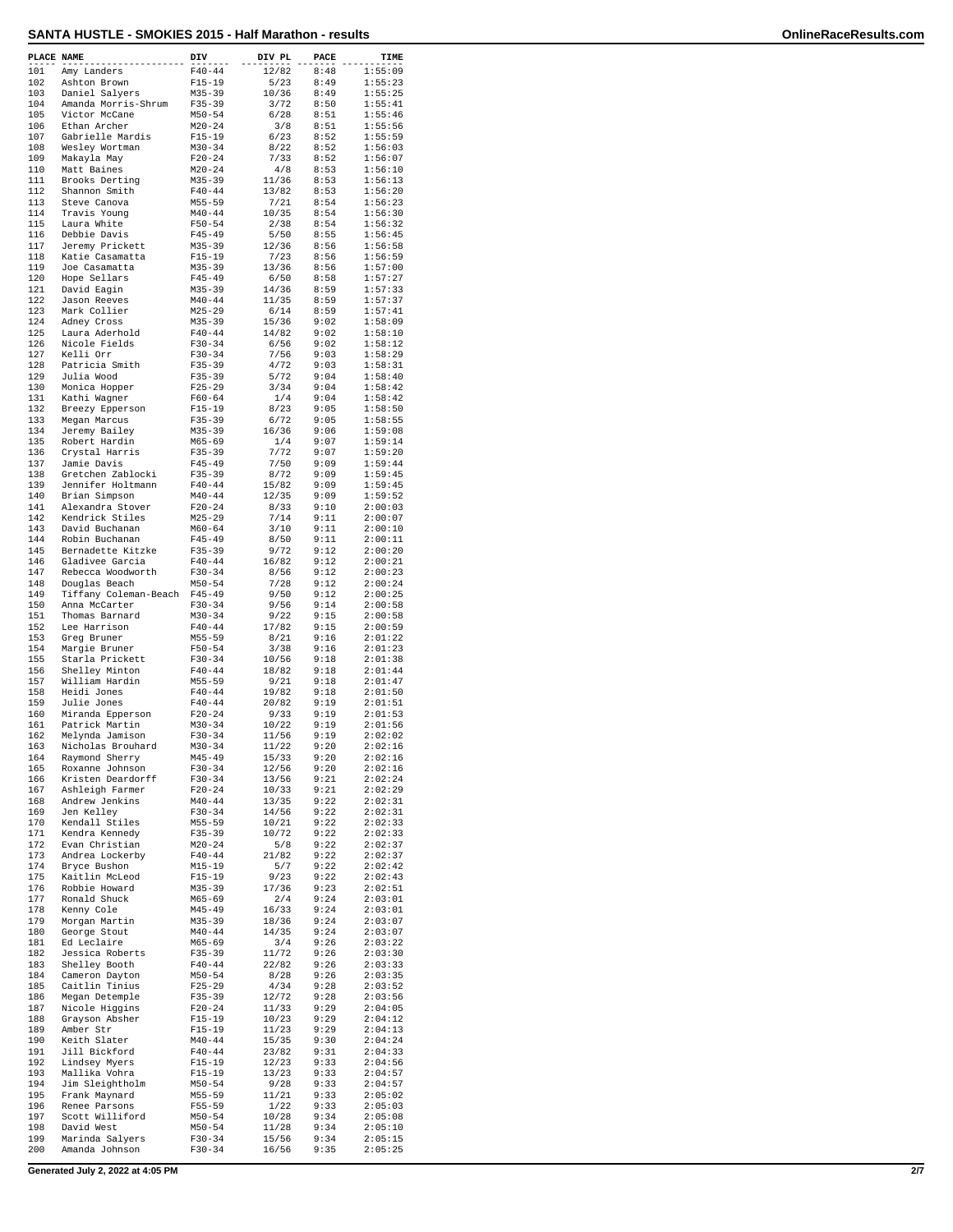# SANTA HUSTLE - SMOKIES 2015 - Half Marathon - results

| PLACE | NAME | DIV | DIV PL | PACE | TIME |
|---|---|---|---|---|---|
| 101 | Amy Landers | F40-44 | 12/82 | 8:48 | 1:55:09 |
| 102 | Ashton Brown | F15-19 | 5/23 | 8:49 | 1:55:23 |
| 103 | Daniel Salyers | M35-39 | 10/36 | 8:49 | 1:55:25 |
| 104 | Amanda Morris-Shrum | F35-39 | 3/72 | 8:50 | 1:55:41 |
| 105 | Victor McCane | M50-54 | 6/28 | 8:51 | 1:55:46 |
| 106 | Ethan Archer | M20-24 | 3/8 | 8:51 | 1:55:56 |
| 107 | Gabrielle Mardis | F15-19 | 6/23 | 8:52 | 1:55:59 |
| 108 | Wesley Wortman | M30-34 | 8/22 | 8:52 | 1:56:03 |
| 109 | Makayla May | F20-24 | 7/33 | 8:52 | 1:56:07 |
| 110 | Matt Baines | M20-24 | 4/8 | 8:53 | 1:56:10 |
| 111 | Brooks Derting | M35-39 | 11/36 | 8:53 | 1:56:13 |
| 112 | Shannon Smith | F40-44 | 13/82 | 8:53 | 1:56:20 |
| 113 | Steve Canova | M55-59 | 7/21 | 8:54 | 1:56:23 |
| 114 | Travis Young | M40-44 | 10/35 | 8:54 | 1:56:30 |
| 115 | Laura White | F50-54 | 2/38 | 8:54 | 1:56:32 |
| 116 | Debbie Davis | F45-49 | 5/50 | 8:55 | 1:56:45 |
| 117 | Jeremy Prickett | M35-39 | 12/36 | 8:56 | 1:56:58 |
| 118 | Katie Casamatta | F15-19 | 7/23 | 8:56 | 1:56:59 |
| 119 | Joe Casamatta | M35-39 | 13/36 | 8:56 | 1:57:00 |
| 120 | Hope Sellars | F45-49 | 6/50 | 8:58 | 1:57:27 |
| 121 | David Eagin | M35-39 | 14/36 | 8:59 | 1:57:33 |
| 122 | Jason Reeves | M40-44 | 11/35 | 8:59 | 1:57:37 |
| 123 | Mark Collier | M25-29 | 6/14 | 8:59 | 1:57:41 |
| 124 | Adney Cross | M35-39 | 15/36 | 9:02 | 1:58:09 |
| 125 | Laura Aderhold | F40-44 | 14/82 | 9:02 | 1:58:10 |
| 126 | Nicole Fields | F30-34 | 6/56 | 9:02 | 1:58:12 |
| 127 | Kelli Orr | F30-34 | 7/56 | 9:03 | 1:58:29 |
| 128 | Patricia Smith | F35-39 | 4/72 | 9:03 | 1:58:31 |
| 129 | Julia Wood | F35-39 | 5/72 | 9:04 | 1:58:40 |
| 130 | Monica Hopper | F25-29 | 3/34 | 9:04 | 1:58:42 |
| 131 | Kathi Wagner | F60-64 | 1/4 | 9:04 | 1:58:42 |
| 132 | Breezy Epperson | F15-19 | 8/23 | 9:05 | 1:58:50 |
| 133 | Megan Marcus | F35-39 | 6/72 | 9:05 | 1:58:55 |
| 134 | Jeremy Bailey | M35-39 | 16/36 | 9:06 | 1:59:08 |
| 135 | Robert Hardin | M65-69 | 1/4 | 9:07 | 1:59:14 |
| 136 | Crystal Harris | F35-39 | 7/72 | 9:07 | 1:59:20 |
| 137 | Jamie Davis | F45-49 | 7/50 | 9:09 | 1:59:44 |
| 138 | Gretchen Zablocki | F35-39 | 8/72 | 9:09 | 1:59:45 |
| 139 | Jennifer Holtmann | F40-44 | 15/82 | 9:09 | 1:59:45 |
| 140 | Brian Simpson | M40-44 | 12/35 | 9:09 | 1:59:52 |
| 141 | Alexandra Stover | F20-24 | 8/33 | 9:10 | 2:00:03 |
| 142 | Kendrick Stiles | M25-29 | 7/14 | 9:11 | 2:00:07 |
| 143 | David Buchanan | M60-64 | 3/10 | 9:11 | 2:00:10 |
| 144 | Robin Buchanan | F45-49 | 8/50 | 9:11 | 2:00:11 |
| 145 | Bernadette Kitzke | F35-39 | 9/72 | 9:12 | 2:00:20 |
| 146 | Gladivee Garcia | F40-44 | 16/82 | 9:12 | 2:00:21 |
| 147 | Rebecca Woodworth | F30-34 | 8/56 | 9:12 | 2:00:23 |
| 148 | Douglas Beach | M50-54 | 7/28 | 9:12 | 2:00:24 |
| 149 | Tiffany Coleman-Beach | F45-49 | 9/50 | 9:12 | 2:00:25 |
| 150 | Anna McCarter | F30-34 | 9/56 | 9:14 | 2:00:58 |
| 151 | Thomas Barnard | M30-34 | 9/22 | 9:15 | 2:00:58 |
| 152 | Lee Harrison | F40-44 | 17/82 | 9:15 | 2:00:59 |
| 153 | Greg Bruner | M55-59 | 8/21 | 9:16 | 2:01:22 |
| 154 | Margie Bruner | F50-54 | 3/38 | 9:16 | 2:01:23 |
| 155 | Starla Prickett | F30-34 | 10/56 | 9:18 | 2:01:38 |
| 156 | Shelley Minton | F40-44 | 18/82 | 9:18 | 2:01:44 |
| 157 | William Hardin | M55-59 | 9/21 | 9:18 | 2:01:47 |
| 158 | Heidi Jones | F40-44 | 19/82 | 9:18 | 2:01:50 |
| 159 | Julie Jones | F40-44 | 20/82 | 9:19 | 2:01:51 |
| 160 | Miranda Epperson | F20-24 | 9/33 | 9:19 | 2:01:53 |
| 161 | Patrick Martin | M30-34 | 10/22 | 9:19 | 2:01:56 |
| 162 | Melynda Jamison | F30-34 | 11/56 | 9:19 | 2:02:02 |
| 163 | Nicholas Brouhard | M30-34 | 11/22 | 9:20 | 2:02:16 |
| 164 | Raymond Sherry | M45-49 | 15/33 | 9:20 | 2:02:16 |
| 165 | Roxanne Johnson | F30-34 | 12/56 | 9:20 | 2:02:16 |
| 166 | Kristen Deardorff | F30-34 | 13/56 | 9:21 | 2:02:24 |
| 167 | Ashleigh Farmer | F20-24 | 10/33 | 9:21 | 2:02:29 |
| 168 | Andrew Jenkins | M40-44 | 13/35 | 9:22 | 2:02:31 |
| 169 | Jen Kelley | F30-34 | 14/56 | 9:22 | 2:02:31 |
| 170 | Kendall Stiles | M55-59 | 10/21 | 9:22 | 2:02:33 |
| 171 | Kendra Kennedy | F35-39 | 10/72 | 9:22 | 2:02:33 |
| 172 | Evan Christian | M20-24 | 5/8 | 9:22 | 2:02:37 |
| 173 | Andrea Lockerby | F40-44 | 21/82 | 9:22 | 2:02:37 |
| 174 | Bryce Bushon | M15-19 | 5/7 | 9:22 | 2:02:42 |
| 175 | Kaitlin McLeod | F15-19 | 9/23 | 9:22 | 2:02:43 |
| 176 | Robbie Howard | M35-39 | 17/36 | 9:23 | 2:02:51 |
| 177 | Ronald Shuck | M65-69 | 2/4 | 9:24 | 2:03:01 |
| 178 | Kenny Cole | M45-49 | 16/33 | 9:24 | 2:03:01 |
| 179 | Morgan Martin | M35-39 | 18/36 | 9:24 | 2:03:07 |
| 180 | George Stout | M40-44 | 14/35 | 9:24 | 2:03:07 |
| 181 | Ed Leclaire | M65-69 | 3/4 | 9:26 | 2:03:22 |
| 182 | Jessica Roberts | F35-39 | 11/72 | 9:26 | 2:03:30 |
| 183 | Shelley Booth | F40-44 | 22/82 | 9:26 | 2:03:33 |
| 184 | Cameron Dayton | M50-54 | 8/28 | 9:26 | 2:03:35 |
| 185 | Caitlin Tinius | F25-29 | 4/34 | 9:28 | 2:03:52 |
| 186 | Megan Detemple | F35-39 | 12/72 | 9:28 | 2:03:56 |
| 187 | Nicole Higgins | F20-24 | 11/33 | 9:29 | 2:04:05 |
| 188 | Grayson Absher | F15-19 | 10/23 | 9:29 | 2:04:12 |
| 189 | Amber Str | F15-19 | 11/23 | 9:29 | 2:04:13 |
| 190 | Keith Slater | M40-44 | 15/35 | 9:30 | 2:04:24 |
| 191 | Jill Bickford | F40-44 | 23/82 | 9:31 | 2:04:33 |
| 192 | Lindsey Myers | F15-19 | 12/23 | 9:33 | 2:04:56 |
| 193 | Mallika Vohra | F15-19 | 13/23 | 9:33 | 2:04:57 |
| 194 | Jim Sleightholm | M50-54 | 9/28 | 9:33 | 2:04:57 |
| 195 | Frank Maynard | M55-59 | 11/21 | 9:33 | 2:05:02 |
| 196 | Renee Parsons | F55-59 | 1/22 | 9:33 | 2:05:03 |
| 197 | Scott Williford | M50-54 | 10/28 | 9:34 | 2:05:08 |
| 198 | David West | M50-54 | 11/28 | 9:34 | 2:05:10 |
| 199 | Marinda Salyers | F30-34 | 15/56 | 9:34 | 2:05:15 |
| 200 | Amanda Johnson | F30-34 | 16/56 | 9:35 | 2:05:25 |

Generated July 2, 2022 at 4:05 PM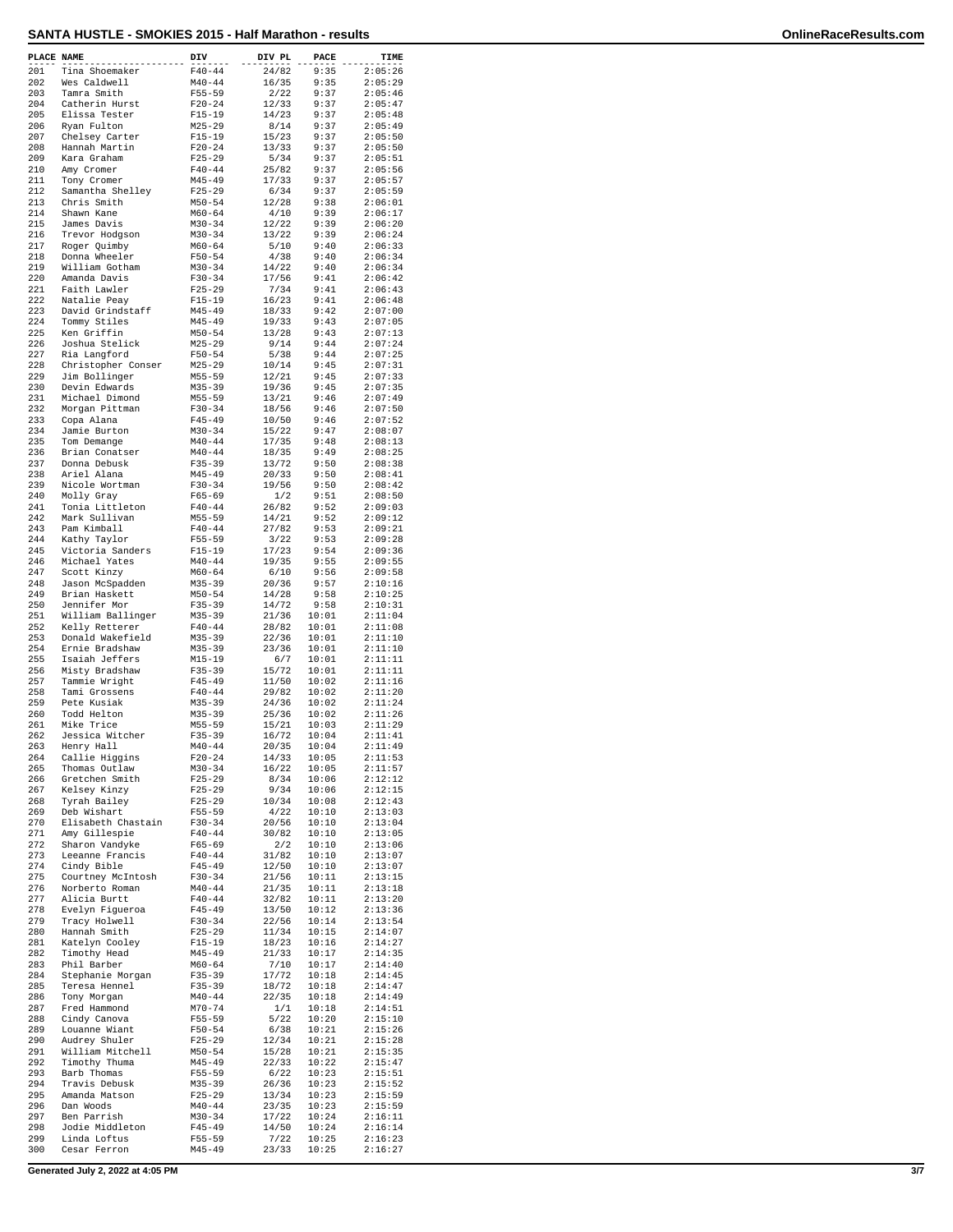## SANTA HUSTLE - SMOKIES 2015 - Half Marathon - results

| PLACE | NAME | DIV | DIV PL | PACE | TIME |
|---|---|---|---|---|---|
| 201 | Tina Shoemaker | F40-44 | 24/82 | 9:35 | 2:05:26 |
| 202 | Wes Caldwell | M40-44 | 16/35 | 9:35 | 2:05:29 |
| 203 | Tamra Smith | F55-59 | 2/22 | 9:37 | 2:05:46 |
| 204 | Catherin Hurst | F20-24 | 12/33 | 9:37 | 2:05:47 |
| 205 | Elissa Tester | F15-19 | 14/23 | 9:37 | 2:05:48 |
| 206 | Ryan Fulton | M25-29 | 8/14 | 9:37 | 2:05:49 |
| 207 | Chelsey Carter | F15-19 | 15/23 | 9:37 | 2:05:50 |
| 208 | Hannah Martin | F20-24 | 13/33 | 9:37 | 2:05:50 |
| 209 | Kara Graham | F25-29 | 5/34 | 9:37 | 2:05:51 |
| 210 | Amy Cromer | F40-44 | 25/82 | 9:37 | 2:05:56 |
| 211 | Tony Cromer | M45-49 | 17/33 | 9:37 | 2:05:57 |
| 212 | Samantha Shelley | F25-29 | 6/34 | 9:37 | 2:05:59 |
| 213 | Chris Smith | M50-54 | 12/28 | 9:38 | 2:06:01 |
| 214 | Shawn Kane | M60-64 | 4/10 | 9:39 | 2:06:17 |
| 215 | James Davis | M30-34 | 12/22 | 9:39 | 2:06:20 |
| 216 | Trevor Hodgson | M30-34 | 13/22 | 9:39 | 2:06:24 |
| 217 | Roger Quimby | M60-64 | 5/10 | 9:40 | 2:06:33 |
| 218 | Donna Wheeler | F50-54 | 4/38 | 9:40 | 2:06:34 |
| 219 | William Gotham | M30-34 | 14/22 | 9:40 | 2:06:34 |
| 220 | Amanda Davis | F30-34 | 17/56 | 9:41 | 2:06:42 |
| 221 | Faith Lawler | F25-29 | 7/34 | 9:41 | 2:06:43 |
| 222 | Natalie Peay | F15-19 | 16/23 | 9:41 | 2:06:48 |
| 223 | David Grindstaff | M45-49 | 18/33 | 9:42 | 2:07:00 |
| 224 | Tommy Stiles | M45-49 | 19/33 | 9:43 | 2:07:05 |
| 225 | Ken Griffin | M50-54 | 13/28 | 9:43 | 2:07:13 |
| 226 | Joshua Stelick | M25-29 | 9/14 | 9:44 | 2:07:24 |
| 227 | Ria Langford | F50-54 | 5/38 | 9:44 | 2:07:25 |
| 228 | Christopher Conser | M25-29 | 10/14 | 9:45 | 2:07:31 |
| 229 | Jim Bollinger | M55-59 | 12/21 | 9:45 | 2:07:33 |
| 230 | Devin Edwards | M35-39 | 19/36 | 9:45 | 2:07:35 |
| 231 | Michael Dimond | M55-59 | 13/21 | 9:46 | 2:07:49 |
| 232 | Morgan Pittman | F30-34 | 18/56 | 9:46 | 2:07:50 |
| 233 | Copa Alana | F45-49 | 10/50 | 9:46 | 2:07:52 |
| 234 | Jamie Burton | M30-34 | 15/22 | 9:47 | 2:08:07 |
| 235 | Tom Demange | M40-44 | 17/35 | 9:48 | 2:08:13 |
| 236 | Brian Conatser | M40-44 | 18/35 | 9:49 | 2:08:25 |
| 237 | Donna Debusk | F35-39 | 13/72 | 9:50 | 2:08:38 |
| 238 | Ariel Alana | M45-49 | 20/33 | 9:50 | 2:08:41 |
| 239 | Nicole Wortman | F30-34 | 19/56 | 9:50 | 2:08:42 |
| 240 | Molly Gray | F65-69 | 1/2 | 9:51 | 2:08:50 |
| 241 | Tonia Littleton | F40-44 | 26/82 | 9:52 | 2:09:03 |
| 242 | Mark Sullivan | M55-59 | 14/21 | 9:52 | 2:09:12 |
| 243 | Pam Kimball | F40-44 | 27/82 | 9:53 | 2:09:21 |
| 244 | Kathy Taylor | F55-59 | 3/22 | 9:53 | 2:09:28 |
| 245 | Victoria Sanders | F15-19 | 17/23 | 9:54 | 2:09:36 |
| 246 | Michael Yates | M40-44 | 19/35 | 9:55 | 2:09:55 |
| 247 | Scott Kinzy | M60-64 | 6/10 | 9:56 | 2:09:58 |
| 248 | Jason McSpadden | M35-39 | 20/36 | 9:57 | 2:10:16 |
| 249 | Brian Haskett | M50-54 | 14/28 | 9:58 | 2:10:25 |
| 250 | Jennifer Mor | F35-39 | 14/72 | 9:58 | 2:10:31 |
| 251 | William Ballinger | M35-39 | 21/36 | 10:01 | 2:11:04 |
| 252 | Kelly Retterer | F40-44 | 28/82 | 10:01 | 2:11:08 |
| 253 | Donald Wakefield | M35-39 | 22/36 | 10:01 | 2:11:10 |
| 254 | Ernie Bradshaw | M35-39 | 23/36 | 10:01 | 2:11:10 |
| 255 | Isaiah Jeffers | M15-19 | 6/7 | 10:01 | 2:11:11 |
| 256 | Misty Bradshaw | F35-39 | 15/72 | 10:01 | 2:11:11 |
| 257 | Tammie Wright | F45-49 | 11/50 | 10:02 | 2:11:16 |
| 258 | Tami Grossens | F40-44 | 29/82 | 10:02 | 2:11:20 |
| 259 | Pete Kusiak | M35-39 | 24/36 | 10:02 | 2:11:24 |
| 260 | Todd Helton | M35-39 | 25/36 | 10:02 | 2:11:26 |
| 261 | Mike Trice | M55-59 | 15/21 | 10:03 | 2:11:29 |
| 262 | Jessica Witcher | F35-39 | 16/72 | 10:04 | 2:11:41 |
| 263 | Henry Hall | M40-44 | 20/35 | 10:04 | 2:11:49 |
| 264 | Callie Higgins | F20-24 | 14/33 | 10:05 | 2:11:53 |
| 265 | Thomas Outlaw | M30-34 | 16/22 | 10:05 | 2:11:57 |
| 266 | Gretchen Smith | F25-29 | 8/34 | 10:06 | 2:12:12 |
| 267 | Kelsey Kinzy | F25-29 | 9/34 | 10:06 | 2:12:15 |
| 268 | Tyrah Bailey | F25-29 | 10/34 | 10:08 | 2:12:43 |
| 269 | Deb Wishart | F55-59 | 4/22 | 10:10 | 2:13:03 |
| 270 | Elisabeth Chastain | F30-34 | 20/56 | 10:10 | 2:13:04 |
| 271 | Amy Gillespie | F40-44 | 30/82 | 10:10 | 2:13:05 |
| 272 | Sharon Vandyke | F65-69 | 2/2 | 10:10 | 2:13:06 |
| 273 | Leeanne Francis | F40-44 | 31/82 | 10:10 | 2:13:07 |
| 274 | Cindy Bible | F45-49 | 12/50 | 10:10 | 2:13:07 |
| 275 | Courtney McIntosh | F30-34 | 21/56 | 10:11 | 2:13:15 |
| 276 | Norberto Roman | M40-44 | 21/35 | 10:11 | 2:13:18 |
| 277 | Alicia Burtt | F40-44 | 32/82 | 10:11 | 2:13:20 |
| 278 | Evelyn Figueroa | F45-49 | 13/50 | 10:12 | 2:13:36 |
| 279 | Tracy Holwell | F30-34 | 22/56 | 10:14 | 2:13:54 |
| 280 | Hannah Smith | F25-29 | 11/34 | 10:15 | 2:14:07 |
| 281 | Katelyn Cooley | F15-19 | 18/23 | 10:16 | 2:14:27 |
| 282 | Timothy Head | M45-49 | 21/33 | 10:17 | 2:14:35 |
| 283 | Phil Barber | M60-64 | 7/10 | 10:17 | 2:14:40 |
| 284 | Stephanie Morgan | F35-39 | 17/72 | 10:18 | 2:14:45 |
| 285 | Teresa Hennel | F35-39 | 18/72 | 10:18 | 2:14:47 |
| 286 | Tony Morgan | M40-44 | 22/35 | 10:18 | 2:14:49 |
| 287 | Fred Hammond | M70-74 | 1/1 | 10:18 | 2:14:51 |
| 288 | Cindy Canova | F55-59 | 5/22 | 10:20 | 2:15:10 |
| 289 | Louanne Wiant | F50-54 | 6/38 | 10:21 | 2:15:26 |
| 290 | Audrey Shuler | F25-29 | 12/34 | 10:21 | 2:15:28 |
| 291 | William Mitchell | M50-54 | 15/28 | 10:21 | 2:15:35 |
| 292 | Timothy Thuma | M45-49 | 22/33 | 10:22 | 2:15:47 |
| 293 | Barb Thomas | F55-59 | 6/22 | 10:23 | 2:15:51 |
| 294 | Travis Debusk | M35-39 | 26/36 | 10:23 | 2:15:52 |
| 295 | Amanda Matson | F25-29 | 13/34 | 10:23 | 2:15:59 |
| 296 | Dan Woods | M40-44 | 23/35 | 10:23 | 2:15:59 |
| 297 | Ben Parrish | M30-34 | 17/22 | 10:24 | 2:16:11 |
| 298 | Jodie Middleton | F45-49 | 14/50 | 10:24 | 2:16:14 |
| 299 | Linda Loftus | F55-59 | 7/22 | 10:25 | 2:16:23 |
| 300 | Cesar Ferron | M45-49 | 23/33 | 10:25 | 2:16:27 |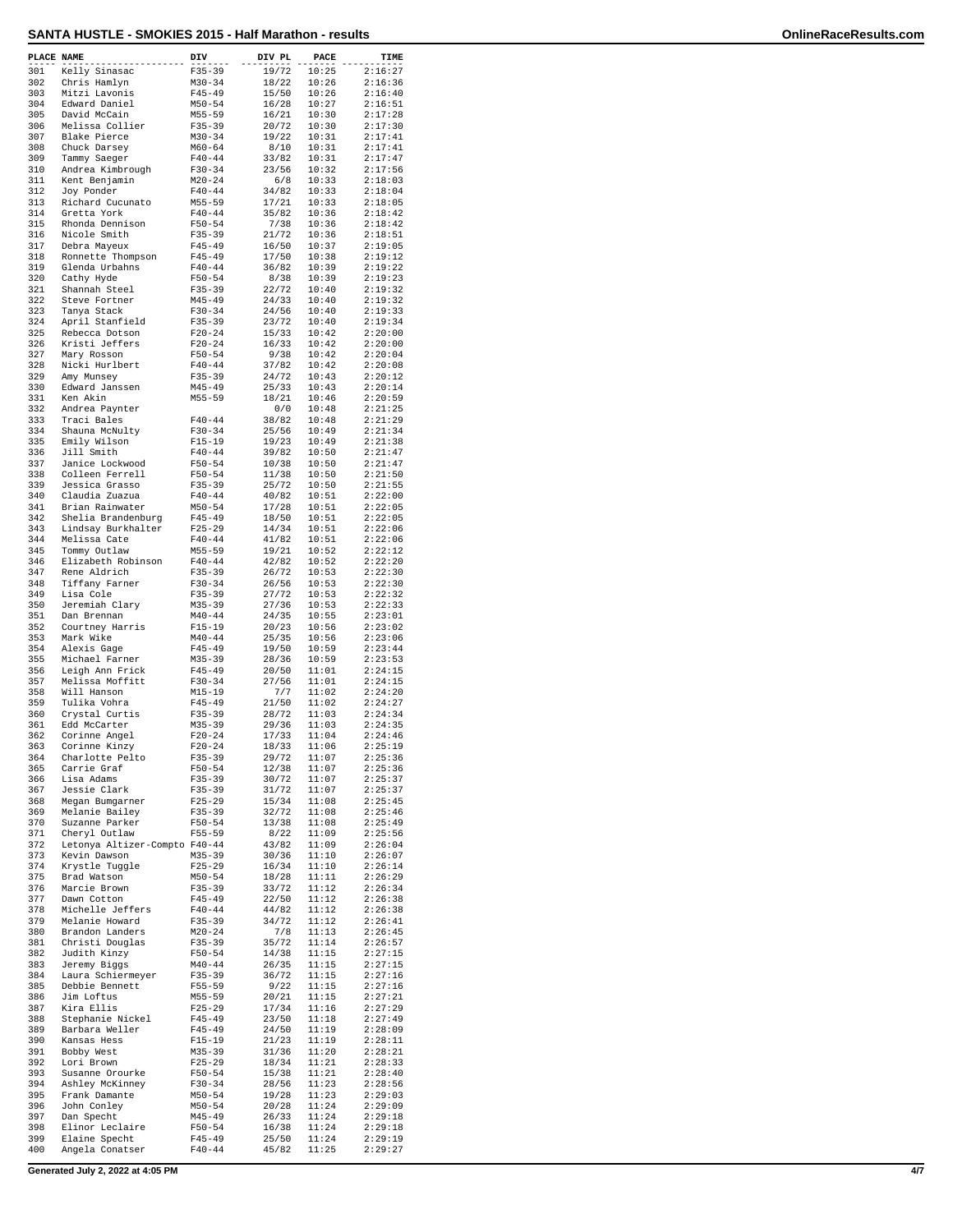# SANTA HUSTLE - SMOKIES 2015 - Half Marathon - results

| PLACE | NAME | DIV | DIV PL | PACE | TIME |
|---|---|---|---|---|---|
| 301 | Kelly Sinasac | F35-39 | 19/72 | 10:25 | 2:16:27 |
| 302 | Chris Hamlyn | M30-34 | 18/22 | 10:26 | 2:16:36 |
| 303 | Mitzi Lavonis | F45-49 | 15/50 | 10:26 | 2:16:40 |
| 304 | Edward Daniel | M50-54 | 16/28 | 10:27 | 2:16:51 |
| 305 | David McCain | M55-59 | 16/21 | 10:30 | 2:17:28 |
| 306 | Melissa Collier | F35-39 | 20/72 | 10:30 | 2:17:30 |
| 307 | Blake Pierce | M30-34 | 19/22 | 10:31 | 2:17:41 |
| 308 | Chuck Darsey | M60-64 | 8/10 | 10:31 | 2:17:41 |
| 309 | Tammy Saeger | F40-44 | 33/82 | 10:31 | 2:17:47 |
| 310 | Andrea Kimbrough | F30-34 | 23/56 | 10:32 | 2:17:56 |
| 311 | Kent Benjamin | M20-24 | 6/8 | 10:33 | 2:18:03 |
| 312 | Joy Ponder | F40-44 | 34/82 | 10:33 | 2:18:04 |
| 313 | Richard Cucunato | M55-59 | 17/21 | 10:33 | 2:18:05 |
| 314 | Gretta York | F40-44 | 35/82 | 10:36 | 2:18:42 |
| 315 | Rhonda Dennison | F50-54 | 7/38 | 10:36 | 2:18:42 |
| 316 | Nicole Smith | F35-39 | 21/72 | 10:36 | 2:18:51 |
| 317 | Debra Mayeux | F45-49 | 16/50 | 10:37 | 2:19:05 |
| 318 | Ronnette Thompson | F45-49 | 17/50 | 10:38 | 2:19:12 |
| 319 | Glenda Urbahns | F40-44 | 36/82 | 10:39 | 2:19:22 |
| 320 | Cathy Hyde | F50-54 | 8/38 | 10:39 | 2:19:23 |
| 321 | Shannah Steel | F35-39 | 22/72 | 10:40 | 2:19:32 |
| 322 | Steve Fortner | M45-49 | 24/33 | 10:40 | 2:19:32 |
| 323 | Tanya Stack | F30-34 | 24/56 | 10:40 | 2:19:33 |
| 324 | April Stanfield | F35-39 | 23/72 | 10:40 | 2:19:34 |
| 325 | Rebecca Dotson | F20-24 | 15/33 | 10:42 | 2:20:00 |
| 326 | Kristi Jeffers | F20-24 | 16/33 | 10:42 | 2:20:00 |
| 327 | Mary Rosson | F50-54 | 9/38 | 10:42 | 2:20:04 |
| 328 | Nicki Hurlbert | F40-44 | 37/82 | 10:42 | 2:20:08 |
| 329 | Amy Munsey | F35-39 | 24/72 | 10:43 | 2:20:12 |
| 330 | Edward Janssen | M45-49 | 25/33 | 10:43 | 2:20:14 |
| 331 | Ken Akin | M55-59 | 18/21 | 10:46 | 2:20:59 |
| 332 | Andrea Paynter | | 0/0 | 10:48 | 2:21:25 |
| 333 | Traci Bales | F40-44 | 38/82 | 10:48 | 2:21:29 |
| 334 | Shauna McNulty | F30-34 | 25/56 | 10:49 | 2:21:34 |
| 335 | Emily Wilson | F15-19 | 19/23 | 10:49 | 2:21:38 |
| 336 | Jill Smith | F40-44 | 39/82 | 10:50 | 2:21:47 |
| 337 | Janice Lockwood | F50-54 | 10/38 | 10:50 | 2:21:47 |
| 338 | Colleen Ferrell | F50-54 | 11/38 | 10:50 | 2:21:50 |
| 339 | Jessica Grasso | F35-39 | 25/72 | 10:50 | 2:21:55 |
| 340 | Claudia Zuazua | F40-44 | 40/82 | 10:51 | 2:22:00 |
| 341 | Brian Rainwater | M50-54 | 17/28 | 10:51 | 2:22:05 |
| 342 | Shelia Brandenburg | F45-49 | 18/50 | 10:51 | 2:22:05 |
| 343 | Lindsay Burkhalter | F25-29 | 14/34 | 10:51 | 2:22:06 |
| 344 | Melissa Cate | F40-44 | 41/82 | 10:51 | 2:22:06 |
| 345 | Tommy Outlaw | M55-59 | 19/21 | 10:52 | 2:22:12 |
| 346 | Elizabeth Robinson | F40-44 | 42/82 | 10:52 | 2:22:20 |
| 347 | Rene Aldrich | F35-39 | 26/72 | 10:53 | 2:22:30 |
| 348 | Tiffany Farner | F30-34 | 26/56 | 10:53 | 2:22:30 |
| 349 | Lisa Cole | F35-39 | 27/72 | 10:53 | 2:22:32 |
| 350 | Jeremiah Clary | M35-39 | 27/36 | 10:53 | 2:22:33 |
| 351 | Dan Brennan | M40-44 | 24/35 | 10:55 | 2:23:01 |
| 352 | Courtney Harris | F15-19 | 20/23 | 10:56 | 2:23:02 |
| 353 | Mark Wike | M40-44 | 25/35 | 10:56 | 2:23:06 |
| 354 | Alexis Gage | F45-49 | 19/50 | 10:59 | 2:23:44 |
| 355 | Michael Farner | M35-39 | 28/36 | 10:59 | 2:23:53 |
| 356 | Leigh Ann Frick | F45-49 | 20/50 | 11:01 | 2:24:15 |
| 357 | Melissa Moffitt | F30-34 | 27/56 | 11:01 | 2:24:15 |
| 358 | Will Hanson | M15-19 | 7/7 | 11:02 | 2:24:20 |
| 359 | Tulika Vohra | F45-49 | 21/50 | 11:02 | 2:24:27 |
| 360 | Crystal Curtis | F35-39 | 28/72 | 11:03 | 2:24:34 |
| 361 | Edd McCarter | M35-39 | 29/36 | 11:03 | 2:24:35 |
| 362 | Corinne Angel | F20-24 | 17/33 | 11:04 | 2:24:46 |
| 363 | Corinne Kinzy | F20-24 | 18/33 | 11:06 | 2:25:19 |
| 364 | Charlotte Pelto | F35-39 | 29/72 | 11:07 | 2:25:36 |
| 365 | Carrie Graf | F50-54 | 12/38 | 11:07 | 2:25:36 |
| 366 | Lisa Adams | F35-39 | 30/72 | 11:07 | 2:25:37 |
| 367 | Jessie Clark | F35-39 | 31/72 | 11:07 | 2:25:37 |
| 368 | Megan Bumgarner | F25-29 | 15/34 | 11:08 | 2:25:45 |
| 369 | Melanie Bailey | F35-39 | 32/72 | 11:08 | 2:25:46 |
| 370 | Suzanne Parker | F50-54 | 13/38 | 11:08 | 2:25:49 |
| 371 | Cheryl Outlaw | F55-59 | 8/22 | 11:09 | 2:25:56 |
| 372 | Letonya Altizer-Compto | F40-44 | 43/82 | 11:09 | 2:26:04 |
| 373 | Kevin Dawson | M35-39 | 30/36 | 11:10 | 2:26:07 |
| 374 | Krystle Tuggle | F25-29 | 16/34 | 11:10 | 2:26:14 |
| 375 | Brad Watson | M50-54 | 18/28 | 11:11 | 2:26:29 |
| 376 | Marcie Brown | F35-39 | 33/72 | 11:12 | 2:26:34 |
| 377 | Dawn Cotton | F45-49 | 22/50 | 11:12 | 2:26:38 |
| 378 | Michelle Jeffers | F40-44 | 44/82 | 11:12 | 2:26:38 |
| 379 | Melanie Howard | F35-39 | 34/72 | 11:12 | 2:26:41 |
| 380 | Brandon Landers | M20-24 | 7/8 | 11:13 | 2:26:45 |
| 381 | Christi Douglas | F35-39 | 35/72 | 11:14 | 2:26:57 |
| 382 | Judith Kinzy | F50-54 | 14/38 | 11:15 | 2:27:15 |
| 383 | Jeremy Biggs | M40-44 | 26/35 | 11:15 | 2:27:15 |
| 384 | Laura Schiermeyer | F35-39 | 36/72 | 11:15 | 2:27:16 |
| 385 | Debbie Bennett | F55-59 | 9/22 | 11:15 | 2:27:16 |
| 386 | Jim Loftus | M55-59 | 20/21 | 11:15 | 2:27:21 |
| 387 | Kira Ellis | F25-29 | 17/34 | 11:16 | 2:27:29 |
| 388 | Stephanie Nickel | F45-49 | 23/50 | 11:18 | 2:27:49 |
| 389 | Barbara Weller | F45-49 | 24/50 | 11:19 | 2:28:09 |
| 390 | Kansas Hess | F15-19 | 21/23 | 11:19 | 2:28:11 |
| 391 | Bobby West | M35-39 | 31/36 | 11:20 | 2:28:21 |
| 392 | Lori Brown | F25-29 | 18/34 | 11:21 | 2:28:33 |
| 393 | Susanne Orourke | F50-54 | 15/38 | 11:21 | 2:28:40 |
| 394 | Ashley McKinney | F30-34 | 28/56 | 11:23 | 2:28:56 |
| 395 | Frank Damante | M50-54 | 19/28 | 11:23 | 2:29:03 |
| 396 | John Conley | M50-54 | 20/28 | 11:24 | 2:29:09 |
| 397 | Dan Specht | M45-49 | 26/33 | 11:24 | 2:29:18 |
| 398 | Elinor Leclaire | F50-54 | 16/38 | 11:24 | 2:29:18 |
| 399 | Elaine Specht | F45-49 | 25/50 | 11:24 | 2:29:19 |
| 400 | Angela Conatser | F40-44 | 45/82 | 11:25 | 2:29:27 |

**Generated July 2, 2022 at 4:05 PM**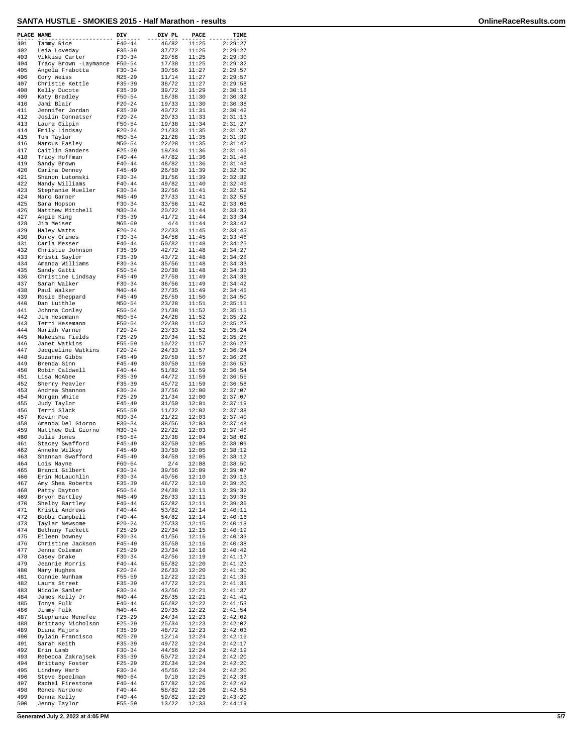# SANTA HUSTLE - SMOKIES 2015 - Half Marathon - results

| PLACE | NAME | DIV | DIV PL | PACE | TIME |
|---|---|---|---|---|---|
| 401 | Tammy Rice | F40-44 | 46/82 | 11:25 | 2:29:27 |
| 402 | Leia Loveday | F35-39 | 37/72 | 11:25 | 2:29:27 |
| 403 | Vikkisu Carter | F30-34 | 29/56 | 11:25 | 2:29:30 |
| 404 | Tracy Brown -Laymance | F50-54 | 17/38 | 11:25 | 2:29:32 |
| 405 | Angela Frabotta | F30-34 | 30/56 | 11:27 | 2:29:57 |
| 406 | Cory Weiss | M25-29 | 11/14 | 11:27 | 2:29:57 |
| 407 | Christie Kettle | F35-39 | 38/72 | 11:27 | 2:29:58 |
| 408 | Kelly Ducote | F35-39 | 39/72 | 11:29 | 2:30:18 |
| 409 | Katy Bradley | F50-54 | 18/38 | 11:30 | 2:30:32 |
| 410 | Jami Blair | F20-24 | 19/33 | 11:30 | 2:30:38 |
| 411 | Jennifer Jordan | F35-39 | 40/72 | 11:31 | 2:30:42 |
| 412 | Joslin Connatser | F20-24 | 20/33 | 11:33 | 2:31:13 |
| 413 | Laura Gilpin | F50-54 | 19/38 | 11:34 | 2:31:27 |
| 414 | Emily Lindsay | F20-24 | 21/33 | 11:35 | 2:31:37 |
| 415 | Tom Taylor | M50-54 | 21/28 | 11:35 | 2:31:39 |
| 416 | Marcus Easley | M50-54 | 22/28 | 11:35 | 2:31:42 |
| 417 | Caitlin Sanders | F25-29 | 19/34 | 11:36 | 2:31:46 |
| 418 | Tracy Hoffman | F40-44 | 47/82 | 11:36 | 2:31:48 |
| 419 | Sandy Brown | F40-44 | 48/82 | 11:36 | 2:31:48 |
| 420 | Carina Denney | F45-49 | 26/50 | 11:39 | 2:32:30 |
| 421 | Shanon Lutomski | F30-34 | 31/56 | 11:39 | 2:32:32 |
| 422 | Mandy Williams | F40-44 | 49/82 | 11:40 | 2:32:46 |
| 423 | Stephanie Mueller | F30-34 | 32/56 | 11:41 | 2:32:52 |
| 424 | Marc Garner | M45-49 | 27/33 | 11:41 | 2:32:56 |
| 425 | Sara Hopson | F30-34 | 33/56 | 11:42 | 2:33:08 |
| 426 | Matthew Mitchell | M30-34 | 20/22 | 11:44 | 2:33:33 |
| 427 | Angie King | F35-39 | 41/72 | 11:44 | 2:33:34 |
| 428 | Jim Meiser | M65-69 | 4/4 | 11:44 | 2:33:42 |
| 429 | Haley Watts | F20-24 | 22/33 | 11:45 | 2:33:45 |
| 430 | Darcy Grimes | F30-34 | 34/56 | 11:45 | 2:33:46 |
| 431 | Carla Messer | F40-44 | 50/82 | 11:48 | 2:34:25 |
| 432 | Christie Johnson | F35-39 | 42/72 | 11:48 | 2:34:27 |
| 433 | Kristi Saylor | F35-39 | 43/72 | 11:48 | 2:34:28 |
| 434 | Amanda Williams | F30-34 | 35/56 | 11:48 | 2:34:33 |
| 435 | Sandy Gatti | F50-54 | 20/38 | 11:48 | 2:34:33 |
| 436 | Christine Lindsay | F45-49 | 27/50 | 11:49 | 2:34:36 |
| 437 | Sarah Walker | F30-34 | 36/56 | 11:49 | 2:34:42 |
| 438 | Paul Walker | M40-44 | 27/35 | 11:49 | 2:34:45 |
| 439 | Rosie Sheppard | F45-49 | 28/50 | 11:50 | 2:34:50 |
| 440 | Dan Luithle | M50-54 | 23/28 | 11:51 | 2:35:11 |
| 441 | Johnna Conley | F50-54 | 21/38 | 11:52 | 2:35:15 |
| 442 | Jim Hesemann | M50-54 | 24/28 | 11:52 | 2:35:22 |
| 443 | Terri Hesemann | F50-54 | 22/38 | 11:52 | 2:35:23 |
| 444 | Mariah Varner | F20-24 | 23/33 | 11:52 | 2:35:24 |
| 445 | Nakeisha Fields | F25-29 | 20/34 | 11:52 | 2:35:25 |
| 446 | Janet Watkins | F55-59 | 10/22 | 11:57 | 2:36:23 |
| 447 | Jacqueline Watkins | F20-24 | 24/33 | 11:57 | 2:36:24 |
| 448 | Suzanne Gibbs | F45-49 | 29/50 | 11:57 | 2:36:26 |
| 449 | Brenda Ginn | F45-49 | 30/50 | 11:59 | 2:36:53 |
| 450 | Robin Caldwell | F40-44 | 51/82 | 11:59 | 2:36:54 |
| 451 | Lisa McAbee | F35-39 | 44/72 | 11:59 | 2:36:55 |
| 452 | Sherry Peavler | F35-39 | 45/72 | 11:59 | 2:36:58 |
| 453 | Andrea Shannon | F30-34 | 37/56 | 12:00 | 2:37:07 |
| 454 | Morgan White | F25-29 | 21/34 | 12:00 | 2:37:07 |
| 455 | Judy Taylor | F45-49 | 31/50 | 12:01 | 2:37:19 |
| 456 | Terri Slack | F55-59 | 11/22 | 12:02 | 2:37:38 |
| 457 | Kevin Poe | M30-34 | 21/22 | 12:03 | 2:37:40 |
| 458 | Amanda Del Giorno | F30-34 | 38/56 | 12:03 | 2:37:48 |
| 459 | Matthew Del Giorno | M30-34 | 22/22 | 12:03 | 2:37:48 |
| 460 | Julie Jones | F50-54 | 23/38 | 12:04 | 2:38:02 |
| 461 | Stacey Swafford | F45-49 | 32/50 | 12:05 | 2:38:09 |
| 462 | Anneke Wilkey | F45-49 | 33/50 | 12:05 | 2:38:12 |
| 463 | Shannan Swafford | F45-49 | 34/50 | 12:05 | 2:38:12 |
| 464 | Lois Mayne | F60-64 | 2/4 | 12:08 | 2:38:50 |
| 465 | Brandi Gilbert | F30-34 | 39/56 | 12:09 | 2:39:07 |
| 466 | Erin McLauchlin | F30-34 | 40/56 | 12:10 | 2:39:13 |
| 467 | Amy Shea Roberts | F35-39 | 46/72 | 12:10 | 2:39:20 |
| 468 | Patty Dayton | F50-54 | 24/38 | 12:11 | 2:39:32 |
| 469 | Bryon Bartley | M45-49 | 28/33 | 12:11 | 2:39:35 |
| 470 | Shelby Bartley | F40-44 | 52/82 | 12:11 | 2:39:36 |
| 471 | Kristi Andrews | F40-44 | 53/82 | 12:14 | 2:40:11 |
| 472 | Bobbi Campbell | F40-44 | 54/82 | 12:14 | 2:40:16 |
| 473 | Tayler Newsome | F20-24 | 25/33 | 12:15 | 2:40:18 |
| 474 | Bethany Tackett | F25-29 | 22/34 | 12:15 | 2:40:19 |
| 475 | Eileen Downey | F30-34 | 41/56 | 12:16 | 2:40:33 |
| 476 | Christine Jackson | F45-49 | 35/50 | 12:16 | 2:40:38 |
| 477 | Jenna Coleman | F25-29 | 23/34 | 12:16 | 2:40:42 |
| 478 | Casey Drake | F30-34 | 42/56 | 12:19 | 2:41:17 |
| 479 | Jeannie Morris | F40-44 | 55/82 | 12:20 | 2:41:23 |
| 480 | Mary Hughes | F20-24 | 26/33 | 12:20 | 2:41:30 |
| 481 | Connie Nunham | F55-59 | 12/22 | 12:21 | 2:41:35 |
| 482 | Laura Street | F35-39 | 47/72 | 12:21 | 2:41:35 |
| 483 | Nicole Samler | F30-34 | 43/56 | 12:21 | 2:41:37 |
| 484 | James Kelly Jr | M40-44 | 28/35 | 12:21 | 2:41:41 |
| 485 | Tonya Fulk | F40-44 | 56/82 | 12:22 | 2:41:53 |
| 486 | Jimmy Fulk | M40-44 | 29/35 | 12:22 | 2:41:54 |
| 487 | Stephanie Menefee | F25-29 | 24/34 | 12:23 | 2:42:02 |
| 488 | Brittany Nicholson | F25-29 | 25/34 | 12:23 | 2:42:02 |
| 489 | Diana Majors | F35-39 | 48/72 | 12:23 | 2:42:03 |
| 490 | Dylain Francisco | M25-29 | 12/14 | 12:24 | 2:42:16 |
| 491 | Sarah Keith | F35-39 | 49/72 | 12:24 | 2:42:17 |
| 492 | Erin Lamb | F30-34 | 44/56 | 12:24 | 2:42:19 |
| 493 | Rebecca Zakrajsek | F35-39 | 50/72 | 12:24 | 2:42:20 |
| 494 | Brittany Foster | F25-29 | 26/34 | 12:24 | 2:42:20 |
| 495 | Lindsey Harb | F30-34 | 45/56 | 12:24 | 2:42:20 |
| 496 | Steve Speelman | M60-64 | 9/10 | 12:25 | 2:42:36 |
| 497 | Rachel Firestone | F40-44 | 57/82 | 12:26 | 2:42:42 |
| 498 | Renee Nardone | F40-44 | 58/82 | 12:26 | 2:42:53 |
| 499 | Donna Kelly | F40-44 | 59/82 | 12:29 | 2:43:20 |
| 500 | Jenny Taylor | F55-59 | 13/22 | 12:33 | 2:44:19 |

Generated July 2, 2022 at 4:05 PM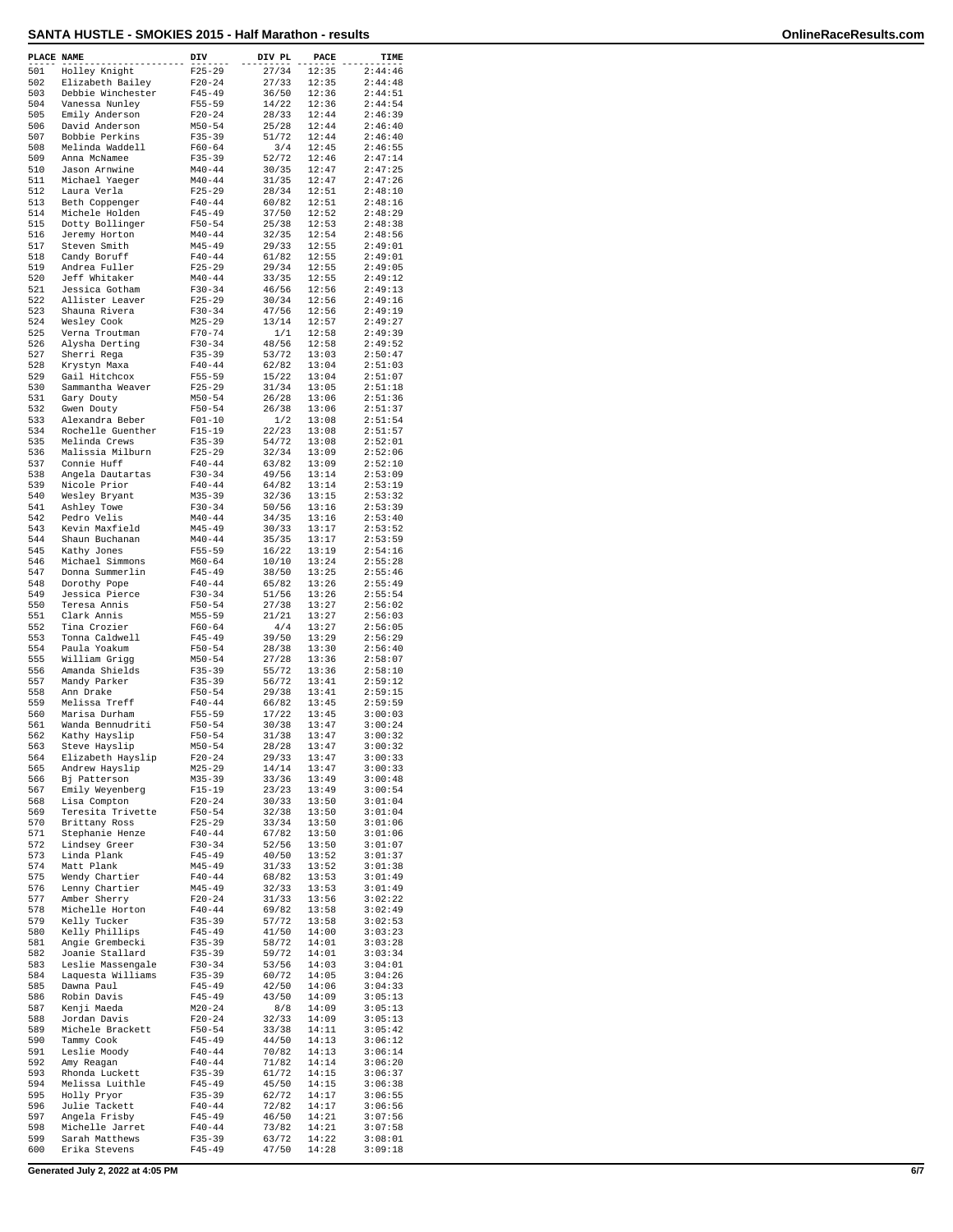# SANTA HUSTLE - SMOKIES 2015 - Half Marathon - results

| PLACE | NAME | DIV | DIV PL | PACE | TIME |
|---|---|---|---|---|---|
| 501 | Holley Knight | F25-29 | 27/34 | 12:35 | 2:44:46 |
| 502 | Elizabeth Bailey | F20-24 | 27/33 | 12:35 | 2:44:48 |
| 503 | Debbie Winchester | F45-49 | 36/50 | 12:36 | 2:44:51 |
| 504 | Vanessa Nunley | F55-59 | 14/22 | 12:36 | 2:44:54 |
| 505 | Emily Anderson | F20-24 | 28/33 | 12:44 | 2:46:39 |
| 506 | David Anderson | M50-54 | 25/28 | 12:44 | 2:46:40 |
| 507 | Bobbie Perkins | F35-39 | 51/72 | 12:44 | 2:46:40 |
| 508 | Melinda Waddell | F60-64 | 3/4 | 12:45 | 2:46:55 |
| 509 | Anna McNamee | F35-39 | 52/72 | 12:46 | 2:47:14 |
| 510 | Jason Arnwine | M40-44 | 30/35 | 12:47 | 2:47:25 |
| 511 | Michael Yaeger | M40-44 | 31/35 | 12:47 | 2:47:26 |
| 512 | Laura Verla | F25-29 | 28/34 | 12:51 | 2:48:10 |
| 513 | Beth Coppenger | F40-44 | 60/82 | 12:51 | 2:48:16 |
| 514 | Michele Holden | F45-49 | 37/50 | 12:52 | 2:48:29 |
| 515 | Dotty Bollinger | F50-54 | 25/38 | 12:53 | 2:48:38 |
| 516 | Jeremy Horton | M40-44 | 32/35 | 12:54 | 2:48:56 |
| 517 | Steven Smith | M45-49 | 29/33 | 12:55 | 2:49:01 |
| 518 | Candy Boruff | F40-44 | 61/82 | 12:55 | 2:49:01 |
| 519 | Andrea Fuller | F25-29 | 29/34 | 12:55 | 2:49:05 |
| 520 | Jeff Whitaker | M40-44 | 33/35 | 12:55 | 2:49:12 |
| 521 | Jessica Gotham | F30-34 | 46/56 | 12:56 | 2:49:13 |
| 522 | Allister Leaver | F25-29 | 30/34 | 12:56 | 2:49:16 |
| 523 | Shauna Rivera | F30-34 | 47/56 | 12:56 | 2:49:19 |
| 524 | Wesley Cook | M25-29 | 13/14 | 12:57 | 2:49:27 |
| 525 | Verna Troutman | F70-74 | 1/1 | 12:58 | 2:49:39 |
| 526 | Alysha Derting | F30-34 | 48/56 | 12:58 | 2:49:52 |
| 527 | Sherri Rega | F35-39 | 53/72 | 13:03 | 2:50:47 |
| 528 | Krystyn Maxa | F40-44 | 62/82 | 13:04 | 2:51:03 |
| 529 | Gail Hitchcox | F55-59 | 15/22 | 13:04 | 2:51:07 |
| 530 | Sammantha Weaver | F25-29 | 31/34 | 13:05 | 2:51:18 |
| 531 | Gary Douty | M50-54 | 26/28 | 13:06 | 2:51:36 |
| 532 | Gwen Douty | F50-54 | 26/38 | 13:06 | 2:51:37 |
| 533 | Alexandra Beber | F01-10 | 1/2 | 13:08 | 2:51:54 |
| 534 | Rochelle Guenther | F15-19 | 22/23 | 13:08 | 2:51:57 |
| 535 | Melinda Crews | F35-39 | 54/72 | 13:08 | 2:52:01 |
| 536 | Malissia Milburn | F25-29 | 32/34 | 13:09 | 2:52:06 |
| 537 | Connie Huff | F40-44 | 63/82 | 13:09 | 2:52:10 |
| 538 | Angela Dautartas | F30-34 | 49/56 | 13:14 | 2:53:09 |
| 539 | Nicole Prior | F40-44 | 64/82 | 13:14 | 2:53:19 |
| 540 | Wesley Bryant | M35-39 | 32/36 | 13:15 | 2:53:32 |
| 541 | Ashley Towe | F30-34 | 50/56 | 13:16 | 2:53:39 |
| 542 | Pedro Velis | M40-44 | 34/35 | 13:16 | 2:53:40 |
| 543 | Kevin Maxfield | M45-49 | 30/33 | 13:17 | 2:53:52 |
| 544 | Shaun Buchanan | M40-44 | 35/35 | 13:17 | 2:53:59 |
| 545 | Kathy Jones | F55-59 | 16/22 | 13:19 | 2:54:16 |
| 546 | Michael Simmons | M60-64 | 10/10 | 13:24 | 2:55:28 |
| 547 | Donna Summerlin | F45-49 | 38/50 | 13:25 | 2:55:46 |
| 548 | Dorothy Pope | F40-44 | 65/82 | 13:26 | 2:55:49 |
| 549 | Jessica Pierce | F30-34 | 51/56 | 13:26 | 2:55:54 |
| 550 | Teresa Annis | F50-54 | 27/38 | 13:27 | 2:56:02 |
| 551 | Clark Annis | M55-59 | 21/21 | 13:27 | 2:56:03 |
| 552 | Tina Crozier | F60-64 | 4/4 | 13:27 | 2:56:05 |
| 553 | Tonna Caldwell | F45-49 | 39/50 | 13:29 | 2:56:29 |
| 554 | Paula Yoakum | F50-54 | 28/38 | 13:30 | 2:56:40 |
| 555 | William Grigg | M50-54 | 27/28 | 13:36 | 2:58:07 |
| 556 | Amanda Shields | F35-39 | 55/72 | 13:36 | 2:58:10 |
| 557 | Mandy Parker | F35-39 | 56/72 | 13:41 | 2:59:12 |
| 558 | Ann Drake | F50-54 | 29/38 | 13:41 | 2:59:15 |
| 559 | Melissa Treff | F40-44 | 66/82 | 13:45 | 2:59:59 |
| 560 | Marisa Durham | F55-59 | 17/22 | 13:45 | 3:00:03 |
| 561 | Wanda Bennudriti | F50-54 | 30/38 | 13:47 | 3:00:24 |
| 562 | Kathy Hayslip | F50-54 | 31/38 | 13:47 | 3:00:32 |
| 563 | Steve Hayslip | M50-54 | 28/28 | 13:47 | 3:00:32 |
| 564 | Elizabeth Hayslip | F20-24 | 29/33 | 13:47 | 3:00:33 |
| 565 | Andrew Hayslip | M25-29 | 14/14 | 13:47 | 3:00:33 |
| 566 | Bj Patterson | M35-39 | 33/36 | 13:49 | 3:00:48 |
| 567 | Emily Weyenberg | F15-19 | 23/23 | 13:49 | 3:00:54 |
| 568 | Lisa Compton | F20-24 | 30/33 | 13:50 | 3:01:04 |
| 569 | Teresita Trivette | F50-54 | 32/38 | 13:50 | 3:01:04 |
| 570 | Brittany Ross | F25-29 | 33/34 | 13:50 | 3:01:06 |
| 571 | Stephanie Henze | F40-44 | 67/82 | 13:50 | 3:01:06 |
| 572 | Lindsey Greer | F30-34 | 52/56 | 13:50 | 3:01:07 |
| 573 | Linda Plank | F45-49 | 40/50 | 13:52 | 3:01:37 |
| 574 | Matt Plank | M45-49 | 31/33 | 13:52 | 3:01:38 |
| 575 | Wendy Chartier | F40-44 | 68/82 | 13:53 | 3:01:49 |
| 576 | Lenny Chartier | M45-49 | 32/33 | 13:53 | 3:01:49 |
| 577 | Amber Sherry | F20-24 | 31/33 | 13:56 | 3:02:22 |
| 578 | Michelle Horton | F40-44 | 69/82 | 13:58 | 3:02:49 |
| 579 | Kelly Tucker | F35-39 | 57/72 | 13:58 | 3:02:53 |
| 580 | Kelly Phillips | F45-49 | 41/50 | 14:00 | 3:03:23 |
| 581 | Angie Grembecki | F35-39 | 58/72 | 14:01 | 3:03:28 |
| 582 | Joanie Stallard | F35-39 | 59/72 | 14:01 | 3:03:34 |
| 583 | Leslie Massengale | F30-34 | 53/56 | 14:03 | 3:04:01 |
| 584 | Laquesta Williams | F35-39 | 60/72 | 14:05 | 3:04:26 |
| 585 | Dawna Paul | F45-49 | 42/50 | 14:06 | 3:04:33 |
| 586 | Robin Davis | F45-49 | 43/50 | 14:09 | 3:05:13 |
| 587 | Kenji Maeda | M20-24 | 8/8 | 14:09 | 3:05:13 |
| 588 | Jordan Davis | F20-24 | 32/33 | 14:09 | 3:05:13 |
| 589 | Michele Brackett | F50-54 | 33/38 | 14:11 | 3:05:42 |
| 590 | Tammy Cook | F45-49 | 44/50 | 14:13 | 3:06:12 |
| 591 | Leslie Moody | F40-44 | 70/82 | 14:13 | 3:06:14 |
| 592 | Amy Reagan | F40-44 | 71/82 | 14:14 | 3:06:20 |
| 593 | Rhonda Luckett | F35-39 | 61/72 | 14:15 | 3:06:37 |
| 594 | Melissa Luithle | F45-49 | 45/50 | 14:15 | 3:06:38 |
| 595 | Holly Pryor | F35-39 | 62/72 | 14:17 | 3:06:55 |
| 596 | Julie Tackett | F40-44 | 72/82 | 14:17 | 3:06:56 |
| 597 | Angela Frisby | F45-49 | 46/50 | 14:21 | 3:07:56 |
| 598 | Michelle Jarret | F40-44 | 73/82 | 14:21 | 3:07:58 |
| 599 | Sarah Matthews | F35-39 | 63/72 | 14:22 | 3:08:01 |
| 600 | Erika Stevens | F45-49 | 47/50 | 14:28 | 3:09:18 |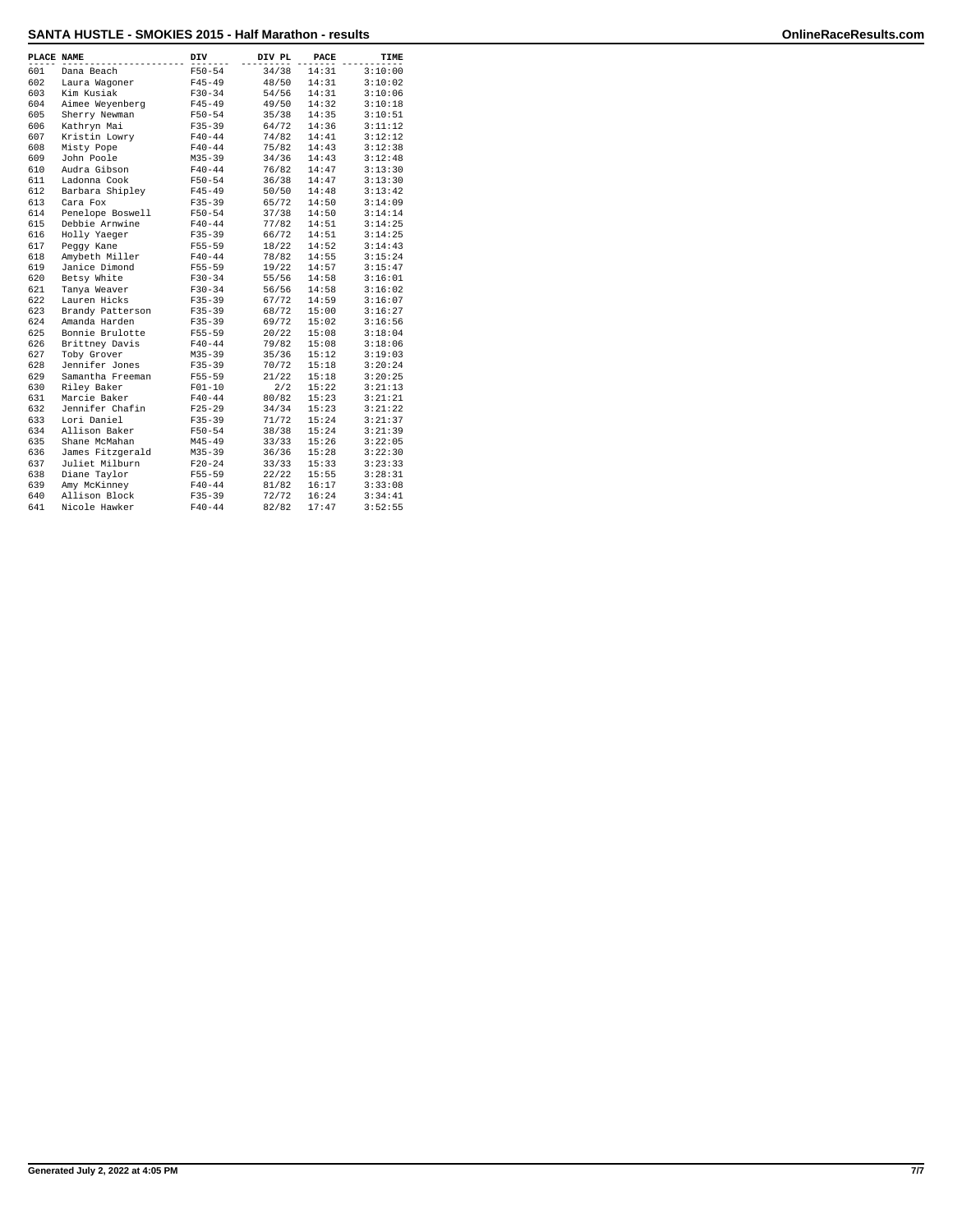| PLACE | NAME | DIV | DIV PL | PACE | TIME |
|---|---|---|---|---|---|
| 601 | Dana Beach | F50-54 | 34/38 | 14:31 | 3:10:00 |
| 602 | Laura Wagoner | F45-49 | 48/50 | 14:31 | 3:10:02 |
| 603 | Kim Kusiak | F30-34 | 54/56 | 14:31 | 3:10:06 |
| 604 | Aimee Weyenberg | F45-49 | 49/50 | 14:32 | 3:10:18 |
| 605 | Sherry Newman | F50-54 | 35/38 | 14:35 | 3:10:51 |
| 606 | Kathryn Mai | F35-39 | 64/72 | 14:36 | 3:11:12 |
| 607 | Kristin Lowry | F40-44 | 74/82 | 14:41 | 3:12:12 |
| 608 | Misty Pope | F40-44 | 75/82 | 14:43 | 3:12:38 |
| 609 | John Poole | M35-39 | 34/36 | 14:43 | 3:12:48 |
| 610 | Audra Gibson | F40-44 | 76/82 | 14:47 | 3:13:30 |
| 611 | Ladonna Cook | F50-54 | 36/38 | 14:47 | 3:13:30 |
| 612 | Barbara Shipley | F45-49 | 50/50 | 14:48 | 3:13:42 |
| 613 | Cara Fox | F35-39 | 65/72 | 14:50 | 3:14:09 |
| 614 | Penelope Boswell | F50-54 | 37/38 | 14:50 | 3:14:14 |
| 615 | Debbie Arnwine | F40-44 | 77/82 | 14:51 | 3:14:25 |
| 616 | Holly Yaeger | F35-39 | 66/72 | 14:51 | 3:14:25 |
| 617 | Peggy Kane | F55-59 | 18/22 | 14:52 | 3:14:43 |
| 618 | Amybeth Miller | F40-44 | 78/82 | 14:55 | 3:15:24 |
| 619 | Janice Dimond | F55-59 | 19/22 | 14:57 | 3:15:47 |
| 620 | Betsy White | F30-34 | 55/56 | 14:58 | 3:16:01 |
| 621 | Tanya Weaver | F30-34 | 56/56 | 14:58 | 3:16:02 |
| 622 | Lauren Hicks | F35-39 | 67/72 | 14:59 | 3:16:07 |
| 623 | Brandy Patterson | F35-39 | 68/72 | 15:00 | 3:16:27 |
| 624 | Amanda Harden | F35-39 | 69/72 | 15:02 | 3:16:56 |
| 625 | Bonnie Brulotte | F55-59 | 20/22 | 15:08 | 3:18:04 |
| 626 | Brittney Davis | F40-44 | 79/82 | 15:08 | 3:18:06 |
| 627 | Toby Grover | M35-39 | 35/36 | 15:12 | 3:19:03 |
| 628 | Jennifer Jones | F35-39 | 70/72 | 15:18 | 3:20:24 |
| 629 | Samantha Freeman | F55-59 | 21/22 | 15:18 | 3:20:25 |
| 630 | Riley Baker | F01-10 | 2/2 | 15:22 | 3:21:13 |
| 631 | Marcie Baker | F40-44 | 80/82 | 15:23 | 3:21:21 |
| 632 | Jennifer Chafin | F25-29 | 34/34 | 15:23 | 3:21:22 |
| 633 | Lori Daniel | F35-39 | 71/72 | 15:24 | 3:21:37 |
| 634 | Allison Baker | F50-54 | 38/38 | 15:24 | 3:21:39 |
| 635 | Shane McMahan | M45-49 | 33/33 | 15:26 | 3:22:05 |
| 636 | James Fitzgerald | M35-39 | 36/36 | 15:28 | 3:22:30 |
| 637 | Juliet Milburn | F20-24 | 33/33 | 15:33 | 3:23:33 |
| 638 | Diane Taylor | F55-59 | 22/22 | 15:55 | 3:28:31 |
| 639 | Amy McKinney | F40-44 | 81/82 | 16:17 | 3:33:08 |
| 640 | Allison Block | F35-39 | 72/72 | 16:24 | 3:34:41 |
| 641 | Nicole Hawker | F40-44 | 82/82 | 17:47 | 3:52:55 |